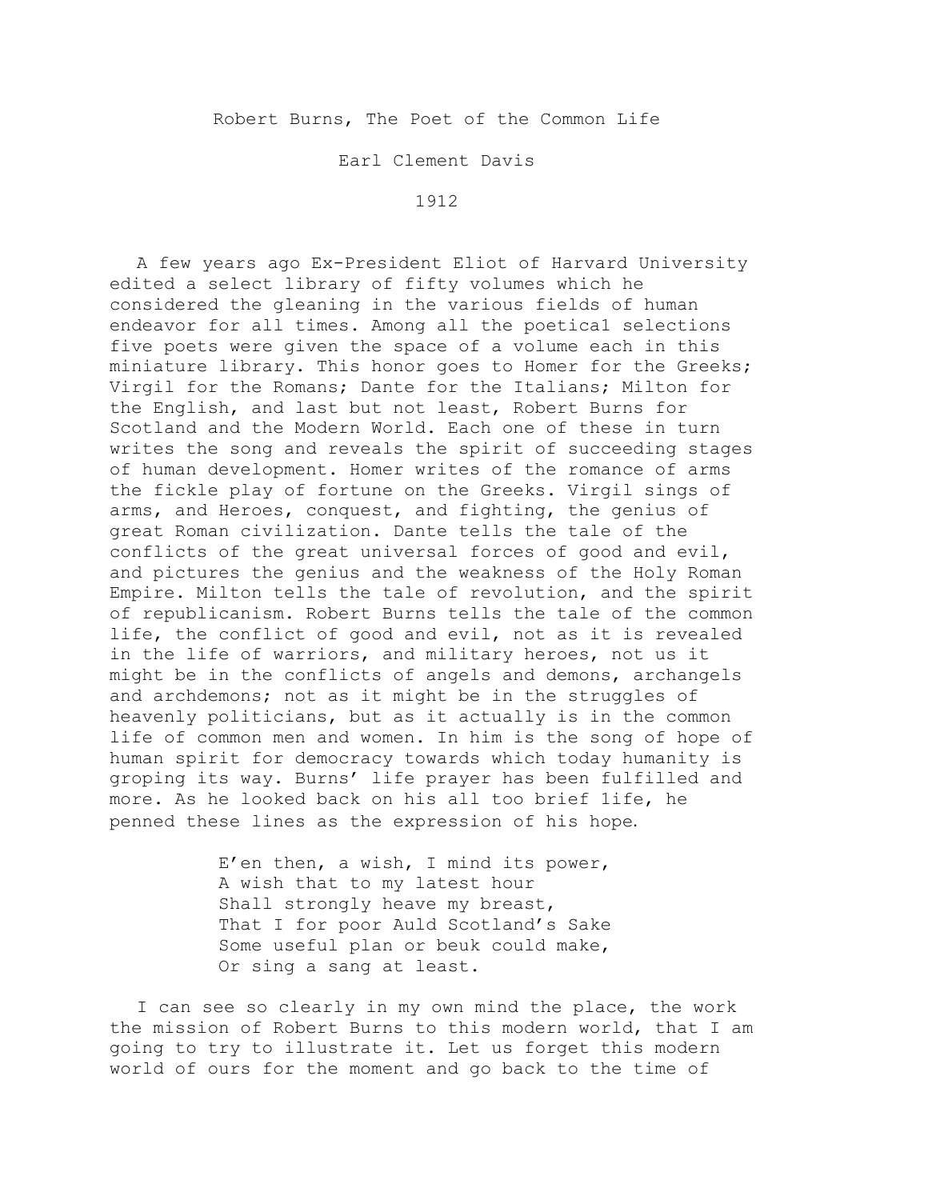# Robert Burns, The Poet of the Common Life

Earl Clement Davis

1912

A few years ago Ex-President Eliot of Harvard University edited a select library of fifty volumes which he considered the gleaning in the various fields of human endeavor for all times. Among all the poetical selections five poets were given the space of a volume each in this miniature library. This honor goes to Homer for the Greeks; Virgil for the Romans; Dante for the Italians; Milton for the English, and last but not least, Robert Burns for Scotland and the Modern World. Each one of these in turn writes the song and reveals the spirit of succeeding stages of human development. Homer writes of the romance of arms the fickle play of fortune on the Greeks. Virgil sings of arms, and Heroes, conquest, and fighting, the genius of great Roman civilization. Dante tells the tale of the conflicts of the great universal forces of good and evil, and pictures the genius and the weakness of the Holy Roman Empire. Milton tells the tale of revolution, and the spirit of republicanism. Robert Burns tells the tale of the common life, the conflict of good and evil, not as it is revealed in the life of warriors, and military heroes, not us it might be in the conflicts of angels and demons, archangels and archdemons; not as it might be in the struggles of heavenly politicians, but as it actually is in the common life of common men and women. In him is the song of hope of human spirit for democracy towards which today humanity is groping its way. Burns' life prayer has been fulfilled and more. As he looked back on his all too brief life, he penned these lines as the expression of his hope.

> E'en then, a wish, I mind its power,
> A wish that to my latest hour
> Shall strongly heave my breast,
> That I for poor Auld Scotland's Sake
> Some useful plan or beuk could make,
> Or sing a sang at least.

I can see so clearly in my own mind the place, the work the mission of Robert Burns to this modern world, that I am going to try to illustrate it. Let us forget this modern world of ours for the moment and go back to the time of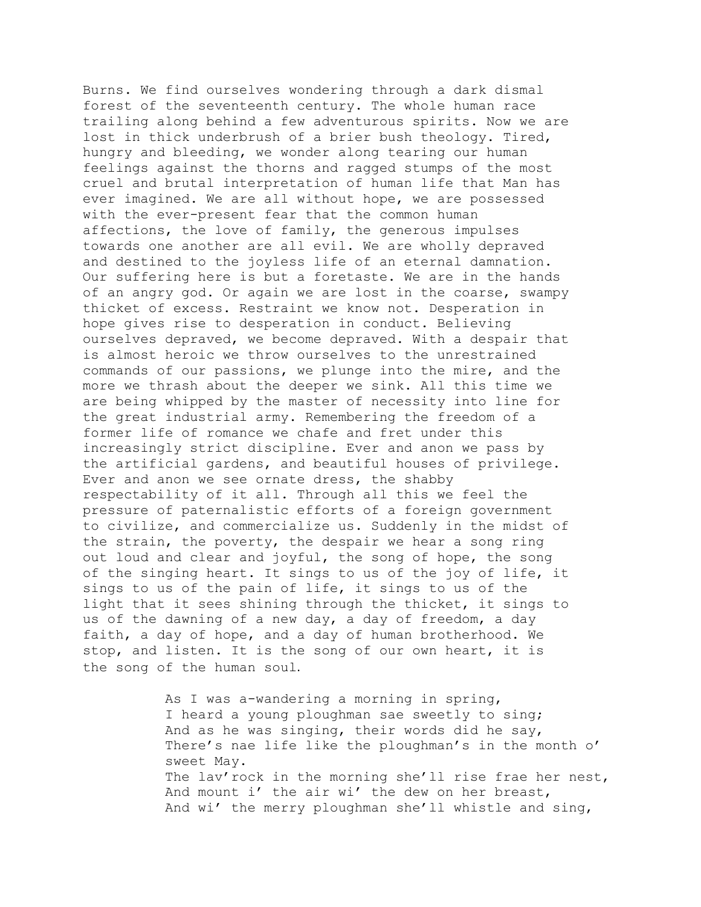Burns. We find ourselves wondering through a dark dismal forest of the seventeenth century. The whole human race trailing along behind a few adventurous spirits. Now we are lost in thick underbrush of a brier bush theology. Tired, hungry and bleeding, we wonder along tearing our human feelings against the thorns and ragged stumps of the most cruel and brutal interpretation of human life that Man has ever imagined. We are all without hope, we are possessed with the ever-present fear that the common human affections, the love of family, the generous impulses towards one another are all evil. We are wholly depraved and destined to the joyless life of an eternal damnation. Our suffering here is but a foretaste. We are in the hands of an angry god. Or again we are lost in the coarse, swampy thicket of excess. Restraint we know not. Desperation in hope gives rise to desperation in conduct. Believing ourselves depraved, we become depraved. With a despair that is almost heroic we throw ourselves to the unrestrained commands of our passions, we plunge into the mire, and the more we thrash about the deeper we sink. All this time we are being whipped by the master of necessity into line for the great industrial army. Remembering the freedom of a former life of romance we chafe and fret under this increasingly strict discipline. Ever and anon we pass by the artificial gardens, and beautiful houses of privilege. Ever and anon we see ornate dress, the shabby respectability of it all. Through all this we feel the pressure of paternalistic efforts of a foreign government to civilize, and commercialize us. Suddenly in the midst of the strain, the poverty, the despair we hear a song ring out loud and clear and joyful, the song of hope, the song of the singing heart. It sings to us of the joy of life, it sings to us of the pain of life, it sings to us of the light that it sees shining through the thicket, it sings to us of the dawning of a new day, a day of freedom, a day faith, a day of hope, and a day of human brotherhood. We stop, and listen. It is the song of our own heart, it is the song of the human soul.

> As I was a-wandering a morning in spring,
> I heard a young ploughman sae sweetly to sing;
> And as he was singing, their words did he say,
> There's nae life like the ploughman's in the month o' sweet May.
> The lav'rock in the morning she'll rise frae her nest,
> And mount i' the air wi' the dew on her breast,
> And wi' the merry ploughman she'll whistle and sing,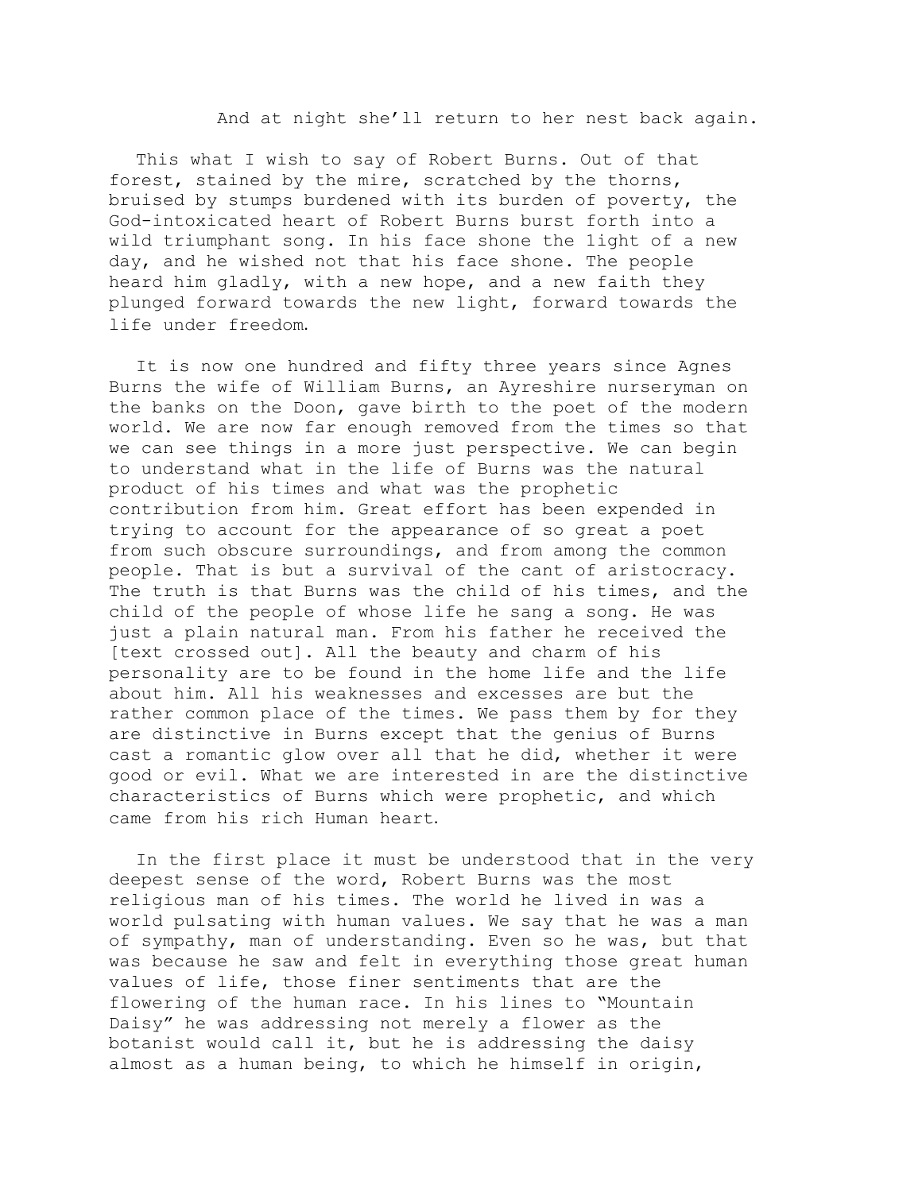And at night she'll return to her nest back again.

This what I wish to say of Robert Burns. Out of that forest, stained by the mire, scratched by the thorns, bruised by stumps burdened with its burden of poverty, the God-intoxicated heart of Robert Burns burst forth into a wild triumphant song. In his face shone the light of a new day, and he wished not that his face shone. The people heard him gladly, with a new hope, and a new faith they plunged forward towards the new light, forward towards the life under freedom.

It is now one hundred and fifty three years since Agnes Burns the wife of William Burns, an Ayreshire nurseryman on the banks on the Doon, gave birth to the poet of the modern world. We are now far enough removed from the times so that we can see things in a more just perspective. We can begin to understand what in the life of Burns was the natural product of his times and what was the prophetic contribution from him. Great effort has been expended in trying to account for the appearance of so great a poet from such obscure surroundings, and from among the common people. That is but a survival of the cant of aristocracy. The truth is that Burns was the child of his times, and the child of the people of whose life he sang a song. He was just a plain natural man. From his father he received the [text crossed out]. All the beauty and charm of his personality are to be found in the home life and the life about him. All his weaknesses and excesses are but the rather common place of the times. We pass them by for they are distinctive in Burns except that the genius of Burns cast a romantic glow over all that he did, whether it were good or evil. What we are interested in are the distinctive characteristics of Burns which were prophetic, and which came from his rich Human heart.

In the first place it must be understood that in the very deepest sense of the word, Robert Burns was the most religious man of his times. The world he lived in was a world pulsating with human values. We say that he was a man of sympathy, man of understanding. Even so he was, but that was because he saw and felt in everything those great human values of life, those finer sentiments that are the flowering of the human race. In his lines to "Mountain Daisy" he was addressing not merely a flower as the botanist would call it, but he is addressing the daisy almost as a human being, to which he himself in origin,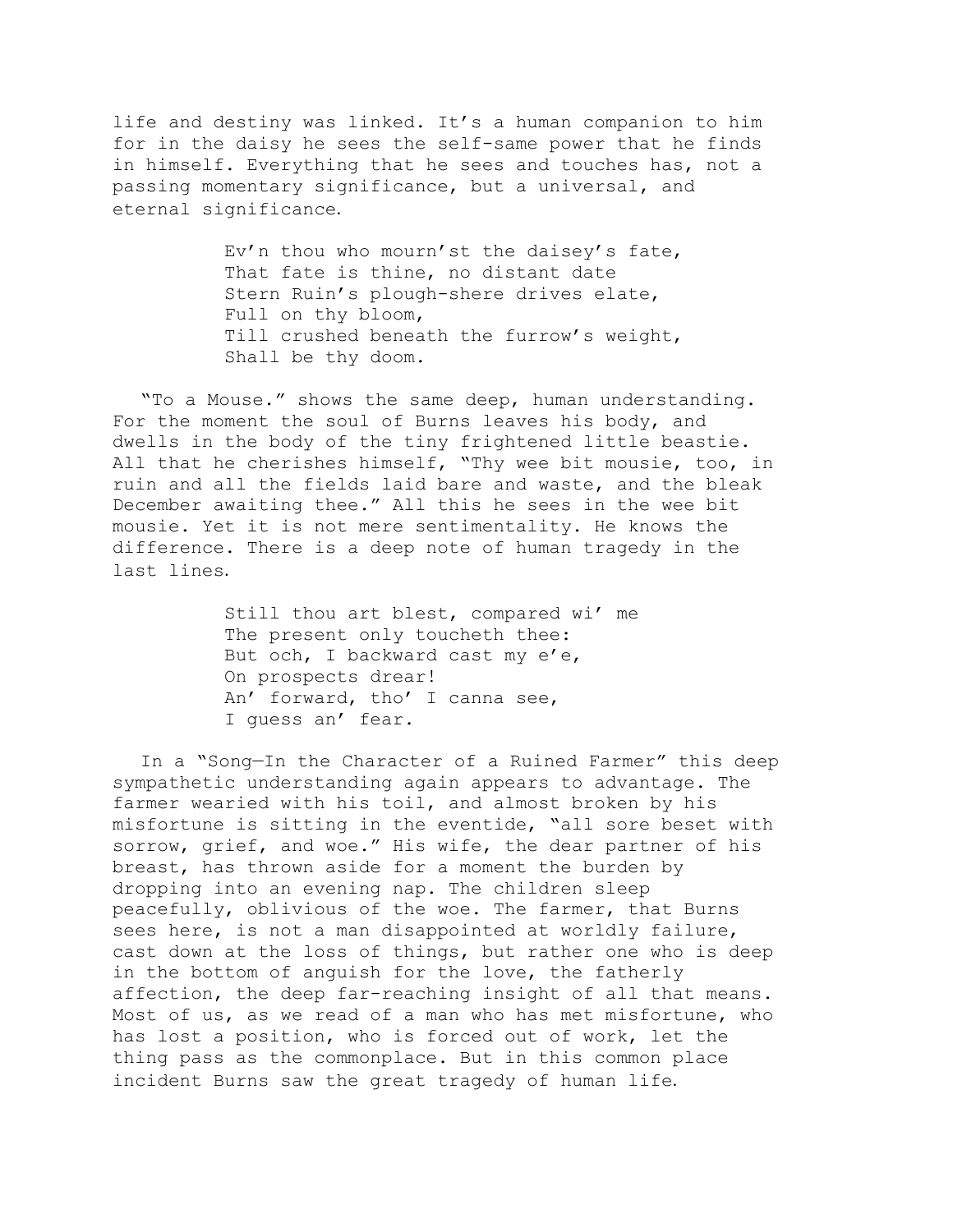life and destiny was linked. It's a human companion to him for in the daisy he sees the self-same power that he finds in himself. Everything that he sees and touches has, not a passing momentary significance, but a universal, and eternal significance.

> Ev'n thou who mourn'st the daisey's fate,  
> That fate is thine, no distant date  
> Stern Ruin's plough-shere drives elate,  
> Full on thy bloom,  
> Till crushed beneath the furrow's weight,  
> Shall be thy doom.

"To a Mouse." shows the same deep, human understanding. For the moment the soul of Burns leaves his body, and dwells in the body of the tiny frightened little beastie. All that he cherishes himself, "Thy wee bit mousie, too, in ruin and all the fields laid bare and waste, and the bleak December awaiting thee." All this he sees in the wee bit mousie. Yet it is not mere sentimentality. He knows the difference. There is a deep note of human tragedy in the last lines.

> Still thou art blest, compared wi' me  
> The present only toucheth thee:  
> But och, I backward cast my e'e,  
> On prospects drear!  
> An' forward, tho' I canna see,  
> I guess an' fear.

In a "Song—In the Character of a Ruined Farmer" this deep sympathetic understanding again appears to advantage. The farmer wearied with his toil, and almost broken by his misfortune is sitting in the eventide, "all sore beset with sorrow, grief, and woe." His wife, the dear partner of his breast, has thrown aside for a moment the burden by dropping into an evening nap. The children sleep peacefully, oblivious of the woe. The farmer, that Burns sees here, is not a man disappointed at worldly failure, cast down at the loss of things, but rather one who is deep in the bottom of anguish for the love, the fatherly affection, the deep far-reaching insight of all that means. Most of us, as we read of a man who has met misfortune, who has lost a position, who is forced out of work, let the thing pass as the commonplace. But in this common place incident Burns saw the great tragedy of human life.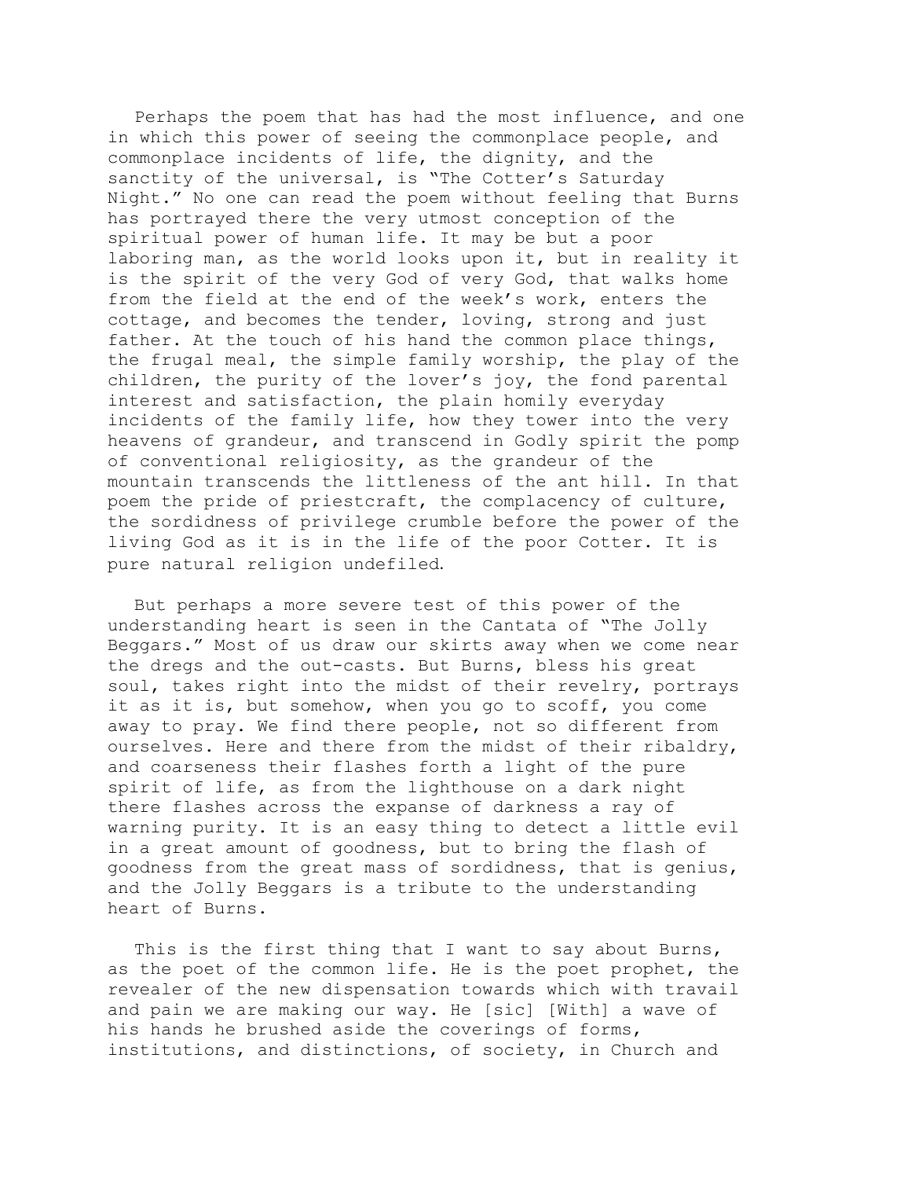Perhaps the poem that has had the most influence, and one in which this power of seeing the commonplace people, and commonplace incidents of life, the dignity, and the sanctity of the universal, is "The Cotter's Saturday Night." No one can read the poem without feeling that Burns has portrayed there the very utmost conception of the spiritual power of human life. It may be but a poor laboring man, as the world looks upon it, but in reality it is the spirit of the very God of very God, that walks home from the field at the end of the week's work, enters the cottage, and becomes the tender, loving, strong and just father. At the touch of his hand the common place things, the frugal meal, the simple family worship, the play of the children, the purity of the lover's joy, the fond parental interest and satisfaction, the plain homily everyday incidents of the family life, how they tower into the very heavens of grandeur, and transcend in Godly spirit the pomp of conventional religiosity, as the grandeur of the mountain transcends the littleness of the ant hill. In that poem the pride of priestcraft, the complacency of culture, the sordidness of privilege crumble before the power of the living God as it is in the life of the poor Cotter. It is pure natural religion undefiled.

But perhaps a more severe test of this power of the understanding heart is seen in the Cantata of "The Jolly Beggars." Most of us draw our skirts away when we come near the dregs and the out-casts. But Burns, bless his great soul, takes right into the midst of their revelry, portrays it as it is, but somehow, when you go to scoff, you come away to pray. We find there people, not so different from ourselves. Here and there from the midst of their ribaldry, and coarseness their flashes forth a light of the pure spirit of life, as from the lighthouse on a dark night there flashes across the expanse of darkness a ray of warning purity. It is an easy thing to detect a little evil in a great amount of goodness, but to bring the flash of goodness from the great mass of sordidness, that is genius, and the Jolly Beggars is a tribute to the understanding heart of Burns.

This is the first thing that I want to say about Burns, as the poet of the common life. He is the poet prophet, the revealer of the new dispensation towards which with travail and pain we are making our way. He [sic] [With] a wave of his hands he brushed aside the coverings of forms, institutions, and distinctions, of society, in Church and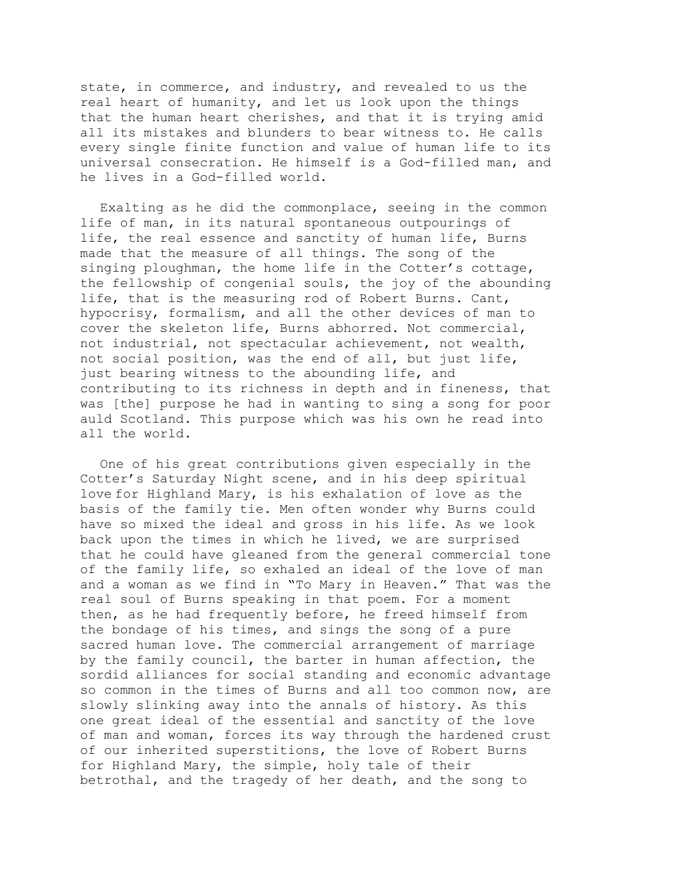state, in commerce, and industry, and revealed to us the real heart of humanity, and let us look upon the things that the human heart cherishes, and that it is trying amid all its mistakes and blunders to bear witness to. He calls every single finite function and value of human life to its universal consecration. He himself is a God-filled man, and he lives in a God-filled world.

Exalting as he did the commonplace, seeing in the common life of man, in its natural spontaneous outpourings of life, the real essence and sanctity of human life, Burns made that the measure of all things. The song of the singing ploughman, the home life in the Cotter's cottage, the fellowship of congenial souls, the joy of the abounding life, that is the measuring rod of Robert Burns. Cant, hypocrisy, formalism, and all the other devices of man to cover the skeleton life, Burns abhorred. Not commercial, not industrial, not spectacular achievement, not wealth, not social position, was the end of all, but just life, just bearing witness to the abounding life, and contributing to its richness in depth and in fineness, that was [the] purpose he had in wanting to sing a song for poor auld Scotland. This purpose which was his own he read into all the world.

One of his great contributions given especially in the Cotter's Saturday Night scene, and in his deep spiritual love for Highland Mary, is his exhalation of love as the basis of the family tie. Men often wonder why Burns could have so mixed the ideal and gross in his life. As we look back upon the times in which he lived, we are surprised that he could have gleaned from the general commercial tone of the family life, so exhaled an ideal of the love of man and a woman as we find in "To Mary in Heaven." That was the real soul of Burns speaking in that poem. For a moment then, as he had frequently before, he freed himself from the bondage of his times, and sings the song of a pure sacred human love. The commercial arrangement of marriage by the family council, the barter in human affection, the sordid alliances for social standing and economic advantage so common in the times of Burns and all too common now, are slowly slinking away into the annals of history. As this one great ideal of the essential and sanctity of the love of man and woman, forces its way through the hardened crust of our inherited superstitions, the love of Robert Burns for Highland Mary, the simple, holy tale of their betrothal, and the tragedy of her death, and the song to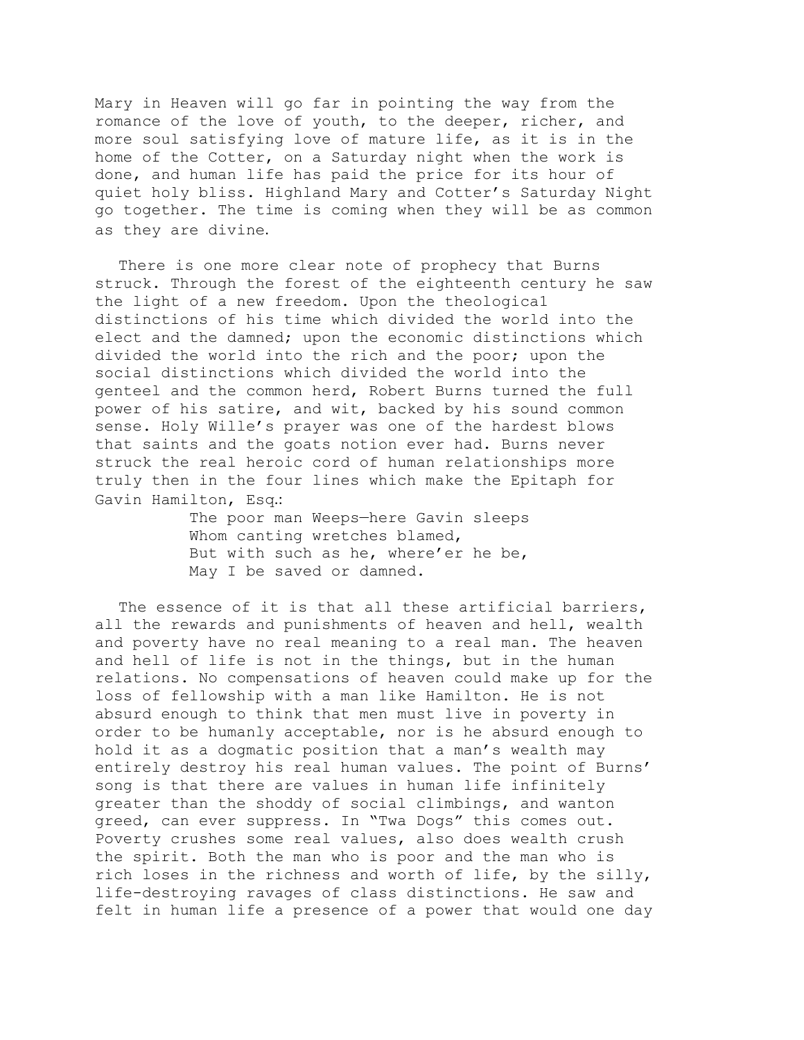Mary in Heaven will go far in pointing the way from the romance of the love of youth, to the deeper, richer, and more soul satisfying love of mature life, as it is in the home of the Cotter, on a Saturday night when the work is done, and human life has paid the price for its hour of quiet holy bliss. Highland Mary and Cotter's Saturday Night go together. The time is coming when they will be as common as they are divine.

There is one more clear note of prophecy that Burns struck. Through the forest of the eighteenth century he saw the light of a new freedom. Upon the theological distinctions of his time which divided the world into the elect and the damned; upon the economic distinctions which divided the world into the rich and the poor; upon the social distinctions which divided the world into the genteel and the common herd, Robert Burns turned the full power of his satire, and wit, backed by his sound common sense. Holy Wille's prayer was one of the hardest blows that saints and the goats notion ever had. Burns never struck the real heroic cord of human relationships more truly then in the four lines which make the Epitaph for Gavin Hamilton, Esq.:

> The poor man Weeps—here Gavin sleeps
> Whom canting wretches blamed,
> But with such as he, where'er he be,
> May I be saved or damned.

The essence of it is that all these artificial barriers, all the rewards and punishments of heaven and hell, wealth and poverty have no real meaning to a real man. The heaven and hell of life is not in the things, but in the human relations. No compensations of heaven could make up for the loss of fellowship with a man like Hamilton. He is not absurd enough to think that men must live in poverty in order to be humanly acceptable, nor is he absurd enough to hold it as a dogmatic position that a man's wealth may entirely destroy his real human values. The point of Burns' song is that there are values in human life infinitely greater than the shoddy of social climbings, and wanton greed, can ever suppress. In "Twa Dogs" this comes out. Poverty crushes some real values, also does wealth crush the spirit. Both the man who is poor and the man who is rich loses in the richness and worth of life, by the silly, life-destroying ravages of class distinctions. He saw and felt in human life a presence of a power that would one day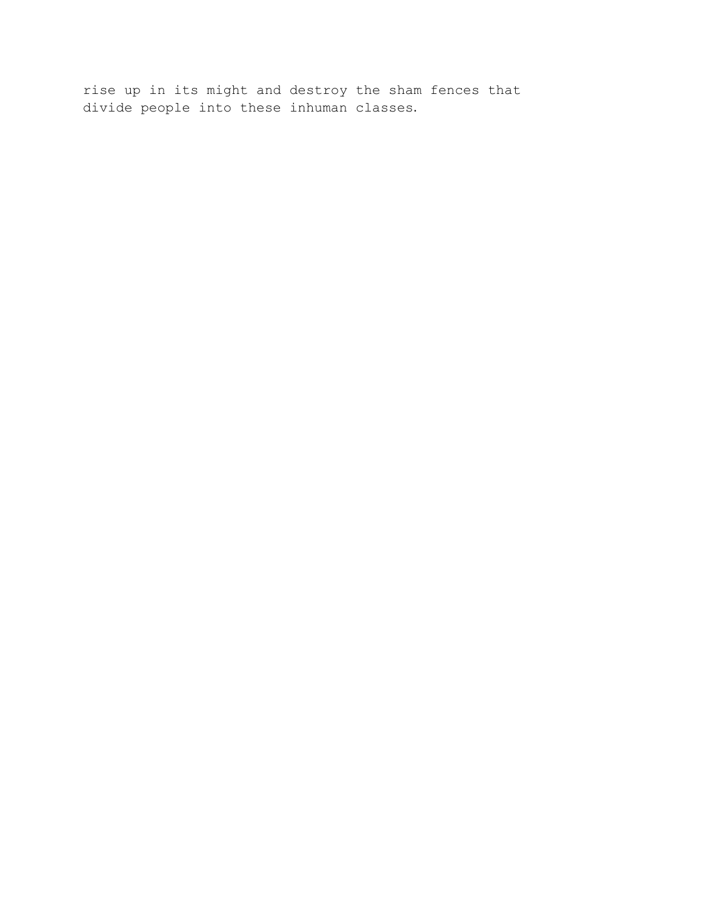rise up in its might and destroy the sham fences that divide people into these inhuman classes.